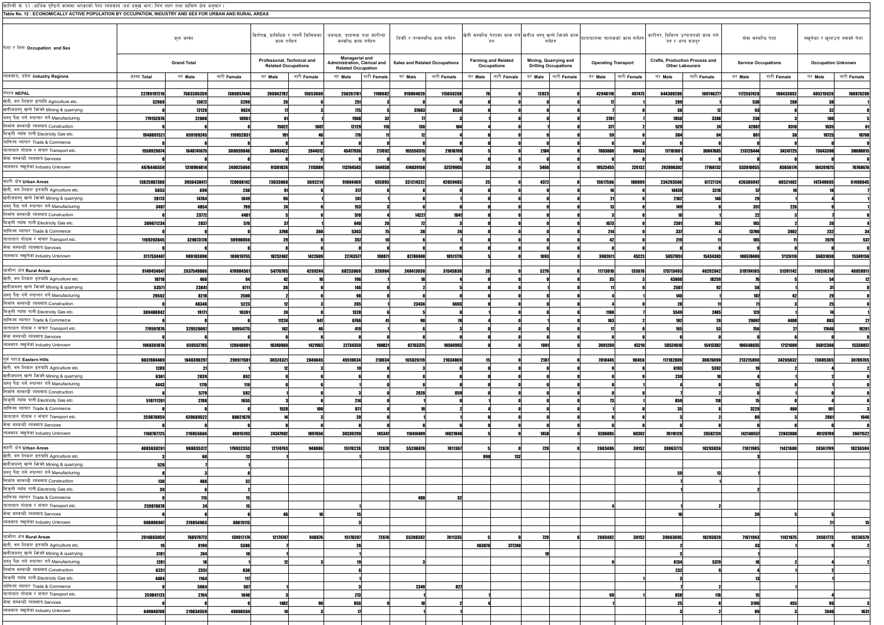सारिणी सं. १२ : आर्थिक दृष्टिले काममा भएकाको पेशा व्यवसाय (दश प्रमुख भाग) लिंग शहर तथा ग्रामिण क्षेत्र अनुसार ।

**Table No. 12 : ECONOMICALLY ACTIVE POPULATION BY OCCUPATION, INDUSTRY AND SEX FOR URBAN AND RURAL AREAS**

| पेशा र लिंग Occupation and Sex | कुल जम्मा Grand Total | | | विशेषज्ञ, प्राविधिक र त्यस्तै किसिमका काम गर्नेहरु Professional, Technical and Related Occupations | | प्रवन्धक, प्रशासक तथा कारिन्दा सम्बन्धि काम गर्नेहरु Managerial and Administration, Clerical and Related Occupation | | बिक्री र तत्सम्बन्धि काम गर्नेहरु Sales and Related Occupations | | खेती सम्बन्धि पेशामा काम गर्ने हरु Farming and Related Occupations | | खनीज वस्तु खन्ने भिक्ने काम गर्नेहरु Mining, Quarrying and Drilling Occupations | | यातायातमा चालकको काम गर्नेहरु Operating Transport | | कारीगर, विभिन्न उत्पादनको काम गर्ने हरु र अन्य मजदुर Crafts, Production Process and Other Labourers | | सेवा सम्बन्धि पेशा Service Occupations | | नखुलेका र खुलाउन नसकने पेशा Occupation Unknown | |
|---|---|---|---|---|---|---|---|---|---|---|---|---|---|---|---|---|---|---|---|---|---|
| व्यवसाय, प्रदेश Industry Regions | जम्मा Total | नर Male | नारी Female | नर Male | नारी Female | नर Male | नारी Female | नर Male | नारी Female | नर Male | नारी Female | नर Male | नारी Female | नर Male | नारी Female | नर Male | नारी Female | नर Male | नारी Female | नर Male | नारी Female |
| **नेपाल NEPAL** | 22789197210 | 7583305359 | 1380057440 | 200842782 | 15653669 | 250261781 | 1198682 | 910804020 | 115656268 | 70 | 0 | 12023 | 0 | 42948118 | 497473 | 644300286 | 169746277 | 1172567428 | 188433652 | 405215626 | 168876200 |
| खेती, वन शिकार इत्यादि Agriculture etc. | 32969 | 13072 | 3299 | 26 | 0 | 251 | 3 | 0 | 0 | 0 | 0 | 0 | 0 | 17 | 1 | 289 | 0 | 538 | 288 | 38 | 1 |
| खनीजवस्तु खन्ने भिक्ने Mining & quarrying | 0 | 72120 | 9624 | 17 | 3 | 775 | 5 | 37663 | 8534 | 0 | 0 | 0 | 0 | 7 | 0 | 38 | 12 | 93 | 6 | 32 | 0 |
| वस्तु पैदा गर्ने रुपान्तर गर्ने Manufacturing | 779152076 | 22008 | 10961 | 61 | 1 | 1968 | 32 | 77 | 3 | 1 | 0 | 0 | 0 | 2781 | 7 | 7850 | 3248 | 234 | 3 | 100 | 5 |
| निर्माण सम्बन्धी व्यवसाय Construction | 0 | 0 | 0 | 15022 | 1007 | 12129 | 116 | 136 | 104 | 4 | 0 | 1 | 0 | 377 | 2 | 529 | 24 | 42887 | 8310 | 1035 | 61 |
| बिजुली ग्यांस पानी Electricity Gas etc. | 1948801521 | 659199245 | 119952831 | 191 | 46 | 776 | 11 | 12 | 4 | 0 | 0 | 0 | 0 | 59 | 0 | 384 | 64 | 861 | 38 | 19725 | 10798 |
| वाणिज्य व्यापार Trade & Commerce | 0 | 0 | 0 | 0 | 0 | 0 | 0 | 0 | 0 | 0 | 0 | 0 | 0 | 0 | 0 | 0 | 0 | 0 | 0 | 0 | 0 |
| यातायात गोदाम र संचार Transport etc. | 1558929674 | 1648741675 | 300059846 | 36493422 | 2844512 | 45477936 | 217692 | 165550315 | 21016769 | 5 | 0 | 2184 | 0 | 7803880 | 90433 | 117101661 | 30847685 | 213126444 | 34247725 | 73643398 | 30688015 |
| सेवा सम्बन्धी व्यवसाय Services | 0 | 0 | 0 | 0 | 0 | 0 | 0 | 0 | 0 | 0 | 0 | 0 | 0 | 0 | 0 | 0 | 0 | 0 | 0 | 0 | 0 |
| व्यवसाय नखुलेका Industry Unknown | 4676446559 | 1318904014 | 240025660 | 91301026 | 7115889 | 113764503 | 544938 | 414039158 | 52579905 | 35 | 0 | 5466 | 0 | 19523455 | 226132 | 292896302 | 77168132 | 533010055 | 85656174 | 184201675 | 76768676 |
| **शहरी क्षेत्र Urban Areas** | 13825867380 | 3956438417 | 720008142 | 73033060 | 5692214 | 91004469 | 435893 | 331214322 | 42059483 | 25 | 0 | 4372 | 0 | 15617566 | 180899 | 234293560 | 61727124 | 426386947 | 68521402 | 147349693 | 61408645 |
| खेती, वन शिकार इत्यादि Agriculture etc. | 5653 | 699 | 230 | 91 | 8 | 317 | 0 | 0 | 0 | 0 | 0 | 0 | 0 | 16 | 0 | 14439 | 3216 | 57 | 10 | 18 | 7 |
| खनीजवस्तु खन्ने भिक्ने Mining & quarrying | 28173 | 14784 | 1849 | 96 | 1 | 241 | 1 | 0 | 0 | 0 | 0 | 0 | 0 | 21 | 0 | 2162 | 140 | 29 | 1 | 4 | 1 |
| वस्तु पैदा गर्ने रुपान्तर गर्ने Manufacturing | 3407 | 4854 | 799 | 24 | 0 | 153 | 3 | 0 | 0 | 0 | 0 | 0 | 0 | 13 | 0 | 149 | 0 | 351 | 226 | 9 | 1 |
| निर्माण सम्बन्धी व्यवसाय Construction | 0 | 23772 | 4401 | 5 | 0 | 510 | 4 | 14227 | 1841 | 0 | 0 | 0 | 0 | 3 | 0 | 10 | 1 | 22 | 3 | 7 | 0 |
| बिजुली ग्यांस पानी Electricity Gas etc. | 389671234 | 2837 | 570 | 37 | 1 | 640 | 26 | 72 | 3 | 0 | 0 | 0 | 0 | 1673 | 0 | 2301 | 763 | 105 | 2 | 26 | 4 |
| वाणिज्य व्यापार Trade & Commerce | 0 | 0 | 0 | 3798 | 360 | 5363 | 75 | 38 | 26 | 0 | 0 | 0 | 0 | 214 | 0 | 337 | 4 | 13790 | 3902 | 232 | 34 |
| यातायात गोदाम र संचार Transport etc. | 1169203645 | 329673178 | 59998056 | 29 | 0 | 357 | 10 | 6 | 1 | 0 | 0 | 0 | 0 | 42 | 0 | 219 | 11 | 105 | 11 | 2079 | 537 |
| सेवा सम्बन्धी व्यवसाय Services | 0 | 0 | 0 | 0 | 0 | 0 | 0 | 0 | 0 | 0 | 0 | 0 | 0 | 0 | 0 | 0 | 0 | 0 | 0 | 0 | 0 |
| व्यवसाय नखुलेका Industry Unknown | 3117534447 | 989183890 | 180019755 | 18252462 | 1422609 | 22743577 | 108871 | 82786940 | 10511776 | 5 | 0 | 1093 | 0 | 3902611 | 45223 | 58577051 | 15434303 | 106578409 | 17126116 | 36831030 | 15349158 |
| **ग्रामीण क्षेत्र Rural Areas** | 9149454647 | 2637549886 | 479984561 | 54776705 | 4269244 | 68253869 | 326904 | 248413039 | 31545836 | 20 | 0 | 3279 | 0 | 11713010 | 135676 | 175713493 | 46292042 | 319794165 | 51391142 | 110516310 | 46058911 |
| खेती, वन शिकार इत्यादि Agriculture etc. | 10718 | 460 | 64 | 42 | 10 | 196 | 1 | 18 | 4 | 0 | 0 | 0 | 0 | 35 | 3 | 43860 | 18259 | 76 | 5 | 54 | 12 |
| खनीजवस्तु खन्ने भिक्ने Mining & quarrying | 53571 | 23841 | 6711 | 36 | 0 | 146 | 0 | 2 | 5 | 0 | 0 | 1 | 0 | 11 | 0 | 2507 | 92 | 58 | 1 | 31 | 0 |
| वस्तु पैदा गर्ने रुपान्तर गर्ने Manufacturing | 29502 | 8218 | 2500 | 2 | 0 | 98 | 0 | 0 | 0 | 0 | 0 | 0 | 0 | 4 | 1 | 140 | 1 | 187 | 62 | 29 | 0 |
| निर्माण सम्बन्धी व्यवसाय Construction | 0 | 48348 | 5223 | 12 | 3 | 285 | 1 | 23436 | 6693 | 0 | 0 | 0 | 0 | 4 | 0 | 28 | 11 | 71 | 3 | 25 | 0 |
| बिजुली ग्यांस पानी Electricity Gas etc. | 389480842 | 19171 | 10391 | 24 | 0 | 1328 | 6 | 5 | 0 | 0 | 1 | 0 | 0 | 1108 | 7 | 5549 | 2485 | 129 | 1 | 74 | 1 |
| वाणिज्य व्यापार Trade & Commerce | 0 | 0 | 0 | 11224 | 647 | 6766 | 41 | 98 | 78 | 4 | 0 | 1 | 0 | 163 | 2 | 192 | 20 | 29097 | 4408 | 803 | 27 |
| यातायात गोदाम र संचार Transport etc. | 779597876 | 329526067 | 59954775 | 162 | 46 | 419 | 1 | 6 | 5 | 0 | 0 | 0 | 0 | 17 | 0 | 165 | 53 | 756 | 27 | 17646 | 10261 |
| सेवा सम्बन्धी व्यवसाय Services | 0 | 0 | 0 | 0 | 0 | 0 | 0 | 0 | 0 | 0 | 0 | 0 | 0 | 0 | 0 | 0 | 0 | 0 | 0 | 0 | 0 |
| व्यवसाय नखुलेका Industry Unknown | 1948361878 | 659557785 | 120040091 | 18240960 | 1421903 | 22734359 | 108821 | 82763375 | 10504993 | 0 | 0 | 1091 | 0 | 3901269 | 45210 | 58524610 | 15413382 | 106548035 | 17121609 | 36812368 | 15338057 |
| **पूर्व पहाड Eastern Hills** | 6031984489 | 1648390297 | 299971581 | 36524321 | 2846645 | 45510634 | 218034 | 165626119 | 21034069 | 15 | 0 | 2187 | 0 | 7810445 | 90456 | 117182809 | 30876090 | 213215890 | 34265032 | 73685365 | 30709765 |
| खेती, वन शिकार इत्यादि Agriculture etc. | 1289 | 21 | 1 | 12 | 3 | 19 | 0 | 6 | 0 | 0 | 0 | 0 | 0 | 9 | 0 | 8193 | 5392 | 19 | 2 | 2 | 2 |
| खनीजवस्तु खन्ने भिक्ने Mining & quarrying | 6361 | 2839 | 862 | 0 | 0 | 1 | 0 | 0 | 0 | 0 | 0 | 0 | 0 | 0 | 0 | 239 | 10 | 4 | 1 | 2 | 0 |
| वस्तु पैदा गर्ने रुपान्तर गर्ने Manufacturing | 4443 | 1170 | 119 | 0 | 0 | 1 | 0 | 0 | 0 | 0 | 0 | 0 | 0 | 0 | 1 | 4 | 0 | 15 | 0 | 1 | 0 |
| निर्माण सम्बन्धी व्यवसाय Construction | 0 | 5779 | 582 | 1 | 0 | 3 | 0 | 2828 | 859 | 0 | 0 | 0 | 0 | 0 | 0 | 7 | 2 | 0 | 1 | 0 | 0 |
| बिजुली ग्यांस पानी Electricity Gas etc. | 519711201 | 2788 | 1655 | 3 | 0 | 214 | 0 | 1 | 0 | 0 | 0 | 0 | 0 | 73 | 1 | 859 | 118 | 15 | 0 | 4 | 0 |
| वाणिज्य व्यापार Trade & Commerce | 0 | 0 | 0 | 1528 | 100 | 871 | 9 | 10 | 2 | 4 | 0 | 0 | 0 | 1 | 0 | 35 | 8 | 3229 | 460 | 101 | 3 |
| यातायात गोदाम र संचार Transport etc. | 259870859 | 439689522 | 80021679 | 14 | 3 | 20 | 0 | 1 | 1 | 0 | 0 | 0 | 0 | 0 | 0 | 3 | 2 | 89 | 3 | 2661 | 1646 |
| सेवा सम्बन्धी व्यवसाय Services | 0 | 0 | 0 | 0 | 0 | 0 | 0 | 0 | 0 | 0 | 0 | 0 | 0 | 0 | 0 | 0 | 0 | 0 | 0 | 0 | 0 |
| व्यवसाय नखुलेका Industry Unknown | 1168767725 | 219855666 | 40015193 | 24347982 | 1897656 | 30339299 | 145347 | 110414409 | 14021840 | 5 | 0 | 1458 | 0 | 5206885 | 60302 | 78118128 | 20582124 | 142140557 | 22842888 | 49120799 | 20471522 |
| **शहरी क्षेत्र Urban Areas** | 4083630261 | 988835372 | 179932353 | 12174793 | 948886 | 15170226 | 72678 | 55208870 | 7011367 | 5 | 0 | 729 | 0 | 2603486 | 30152 | 39063773 | 10293836 | 71071985 | 11421680 | 24561799 | 10236594 |
| खेती, वन शिकार इत्यादि Agriculture etc. | 3 | 60 | 13 | | | | | | | 890 | 132 | | | | | | | 3 | | | |
| खनीजवस्तु खन्ने भिक्ने Mining & quarrying | 520 | 7 | 1 | | | | | | | | | | | | | | | | | | |
| वस्तु पैदा गर्ने रुपान्तर गर्ने Manufacturing | 8 | 3 | 0 | | | | | | | | | | | | | 59 | 13 | 1 | | | |
| निर्माण सम्बन्धी व्यवसाय Construction | 130 | 488 | 32 | | | | | | | | | | | | | 7 | 1 | | | | |
| बिजुली ग्यांस पानी Electricity Gas etc. | 39 | 6 | 2 | | | | | | | | | | | | | 1 | | 2 | | | |
| वाणिज्य व्यापार Trade & Commerce | | 115 | 15 | | | | | 488 | 32 | | | | | | | | | | | | |
| यातायात गोदाम र संचार Transport etc. | 259870070 | 24 | 15 | | | 1 | | | | | | | | 4 | | 1 | 2 | | | | |
| सेवा सम्बन्धी व्यवसाय Services | 0 | 0 | 0 | 46 | 10 | 15 | | | | | | | | | | | | | 5 | | |
| व्यवसाय नखुलेका Industry Unknown | 908896947 | 219854963 | 40015115 | | | 3 | | | | | | | | | | 10 | | 39 | 5 | 21 | 15 |
| **ग्रामीण क्षेत्र Rural Areas** | 2914863059 | 768979773 | 139917174 | 12174747 | 948876 | 15170207 | 72678 | 55208382 | 7011335 | 5 | 0 | 729 | 0 | 2603482 | 30152 | 39063695 | 10293820 | 71071943 | 11421675 | 24561773 | 10236579 |
| खेती, वन शिकार इत्यादि Agriculture etc. | 19 | 8199 | 5386 | 7 | | 26 | | | | 463876 | 377240 | | | | | | | 43 | 1 | 9 | 2 |
| खनीजवस्तु खन्ने भिक्ने Mining & quarrying | 3181 | 244 | 10 | | | 1 | | | | | | 10 | | | | 3 | | 1 | | | |
| वस्तु पैदा गर्ने रुपान्तर गर्ने Manufacturing | 1281 | 18 | 1 | 12 | 3 | 19 | | 3 | | | | | | 9 | | 8134 | 5379 | 18 | 2 | 4 | 2 |
| निर्माण सम्बन्धी व्यवसाय Construction | 6231 | 2351 | 830 | | | 6 | | | | | | | | | | 232 | 9 | 4 | 1 | 2 | 0 |
| बिजुली ग्यांस पानी Electricity Gas etc. | 4404 | 1164 | 117 | | | 1 | | | | | | | | | 1 | 1 | | 13 | | 1 | |
| वाणिज्य व्यापार Trade & Commerce | 0 | 5664 | 567 | 1 | | 3 | | 2340 | 827 | | | | | | | 7 | 2 | 1 | | | |
| यातायात गोदाम र संचार Transport etc. | 259841123 | 2764 | 1640 | 3 | 0 | 213 | | | | | | | | 69 | 1 | 858 | 116 | 15 | | 3 | |
| सेवा सम्बन्धी व्यवसाय Services | 0 | 0 | 0 | 1482 | 90 | 856 | 9 | 10 | 2 | 4 | | | | 1 | | 25 | 8 | 3190 | 455 | 96 | 3 |
| व्यवसाय नखुलेका Industry Unknown | 649040708 | 219834559 | 40006564 | 14 | 3 | 17 | | 1 | | | | | | 3 | | 3 | 2 | 89 | 3 | 2640 | 1631 |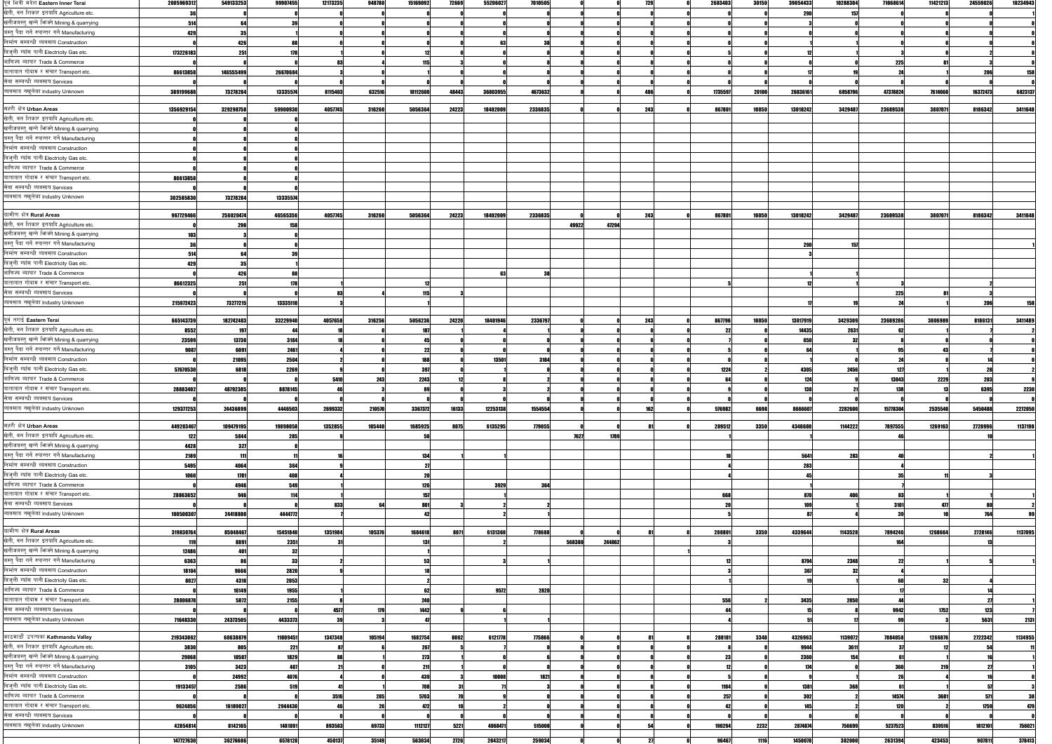| | | | | | | | | | | | | | | | | | | | | | |
|---|---|---|---|---|---|---|---|---|---|---|---|---|---|---|---|---|---|---|---|---|---|
| पूर्व भित्री मदेश **Eastern Inner Terai** | 2005969312 | 549133253 | 99907455 | 12173235 | 948780 | 15169092 | 72669 | 55206027 | 7010505 | 0 | 0 | 729 | 0 | 2603403 | 30150 | 39054433 | 10288304 | 71068614 | 11421213 | 24559026 | 10234943 |
| खेती, वन शिकार इत्यादि Agriculture etc. | 36 | 0 | 0 | 0 | 0 | 0 | 0 | 0 | 0 | 0 | 0 | 0 | 0 | 0 | 0 | 0 | 0 | 0 | 0 | 0 | 0 |
| खनीजवस्तु खन्ने भिक्ने Mining & quarrying | 514 | 64 | 39 | 0 | 0 | 0 | 0 | 0 | 0 | 0 | 0 | 0 | 0 | 0 | 0 | 3 | 0 | 0 | 0 | 0 | 0 |
| वस्तु पैदा गर्ने रुपान्तर गर्ने Manufacturing | 429 | 35 | 1 | 0 | 0 | 0 | 0 | 0 | 0 | 0 | 0 | 0 | 0 | 0 | 0 | 0 | 0 | 0 | 0 | 0 | 0 |
| निर्माण सम्बन्धी व्यवसाय Construction | 0 | 426 | 88 | 0 | 0 | 0 | 0 | 63 | 38 | 0 | 0 | 0 | 0 | 0 | 0 | 1 | 0 | 0 | 0 | 0 | 0 |
| बिजुली ग्यांस पानी Electricity Gas etc. | 173226183 | 251 | 178 | 1 | 0 | 12 | 0 | 0 | 0 | 0 | 0 | 0 | 0 | 5 | 0 | 12 | 1 | 3 | 0 | 2 | 0 |
| वाणिज्य व्यापार Trade & Commerce | 0 | 0 | 0 | 83 | 4 | 115 | 3 | 0 | 0 | 0 | 0 | 0 | 0 | 0 | 0 | 0 | 0 | 225 | 81 | 3 | 0 |
| यातायात गोदाम र संचार Transport etc. | 86613858 | 146555499 | 26670684 | 3 | 0 | 1 | 0 | 0 | 0 | 0 | 0 | 0 | 0 | 0 | 0 | 17 | 19 | 24 | 1 | 206 | 158 |
| सेवा सम्बन्धी व्यवसाय Services | 0 | 0 | 0 | 0 | 0 | 0 | 0 | 0 | 0 | 0 | 0 | 0 | 0 | 0 | 0 | 0 | 0 | 0 | 0 | 0 | 0 |
| व्यवसाय नखुलेका Industry Unknown | 389199688 | 73278284 | 13335574 | 8115403 | 632516 | 10112600 | 48443 | 36803955 | 4673632 | 0 | 0 | 486 | 0 | 1735597 | 20100 | 26036161 | 6858796 | 47378824 | 7614060 | 16372473 | 6823137 |
| शहरी क्षेत्र **Urban Areas** | 1356929154 | 329298758 | 59900930 | 4057745 | 316260 | 5056364 | 24223 | 18402009 | 2336835 | 0 | 0 | 243 | 0 | 867801 | 10050 | 13018242 | 3429487 | 23689538 | 3807071 | 8186342 | 3411648 |
| खेती, वन शिकार इत्यादि Agriculture etc. | 0 | 0 | 0 | | | | | | | | | | | | | | | | | | |
| खनीजवस्तु खन्ने भिक्ने Mining & quarrying | 0 | 0 | 0 | | | | | | | | | | | | | | | | | | |
| वस्तु पैदा गर्ने रुपान्तर गर्ने Manufacturing | 0 | 0 | 0 | | | | | | | | | | | | | | | | | | |
| निर्माण सम्बन्धी व्यवसाय Construction | 0 | 0 | 0 | | | | | | | | | | | | | | | | | | |
| बिजुली ग्यांस पानी Electricity Gas etc. | 0 | 0 | 0 | | | | | | | | | | | | | | | | | | |
| वाणिज्य व्यापार Trade & Commerce | 0 | 0 | 0 | | | | | | | | | | | | | | | | | | |
| यातायात गोदाम र संचार Transport etc. | 86613858 | 0 | 0 | | | | | | | | | | | | | | | | | | |
| सेवा सम्बन्धी व्यवसाय Services | 0 | 0 | 0 | | | | | | | | | | | | | | | | | | |
| व्यवसाय नखुलेका Industry Unknown | 302585830 | 73278284 | 13335574 | | | | | | | | | | | | | | | | | | |
| ग्रामीण क्षेत्र **Rural Areas** | 967729466 | 256020474 | 46565356 | 4057745 | 316260 | 5056364 | 24223 | 18402009 | 2336835 | 0 | 0 | 243 | 0 | 867801 | 10050 | 13018242 | 3429487 | 23689538 | 3807071 | 8186342 | 3411648 |
| खेती, वन शिकार इत्यादि Agriculture etc. | 0 | 290 | 158 | | | | | | | 49922 | 47294 | | | | | | | | | | |
| खनीजवस्तु खन्ने भिक्ने Mining & quarrying | 103 | 3 | 0 | | | | | | | | | | | | | | | | | | |
| वस्तु पैदा गर्ने रुपान्तर गर्ने Manufacturing | 36 | 0 | 0 | | | | | | | | | | | | | 290 | 157 | | | | 1 |
| निर्माण सम्बन्धी व्यवसाय Construction | 514 | 64 | 39 | | | | | | | | | | | | | 3 | | | | | |
| बिजुली ग्यांस पानी Electricity Gas etc. | 429 | 35 | 1 | | | | | | | | | | | | | | | | | | |
| वाणिज्य व्यापार Trade & Commerce | 0 | 426 | 88 | | | | | 63 | 38 | | | | | | | 1 | 1 | | | | |
| यातायात गोदाम र संचार Transport etc. | 86612325 | 251 | 178 | 1 | | 12 | | | | | | | | 5 | | 12 | 1 | 3 | | 2 | |
| सेवा सम्बन्धी व्यवसाय Services | 0 | 0 | 0 | 83 | 4 | 115 | 3 | | | | | | | | | | | 225 | 81 | 3 | |
| व्यवसाय नखुलेका Industry Unknown | 215972423 | 73277215 | 13335110 | 3 | | 1 | | | | | | | | | | 17 | 19 | 24 | 1 | 206 | 158 |
| पूर्व तराई **Eastern Terai** | 665143739 | 182742483 | 33229940 | 4057658 | 316256 | 5056236 | 24220 | 18401946 | 2336797 | 0 | 0 | 243 | 0 | 867796 | 10050 | 13017919 | 3429309 | 23689286 | 3806989 | 8186131 | 3411489 |
| खेती, वन शिकार इत्यादि Agriculture etc. | 8552 | 197 | 44 | 18 | 0 | 187 | 1 | 0 | 0 | 0 | 0 | 0 | 0 | 22 | 0 | 14435 | 2631 | 62 | 1 | 0 | 0 |
| खनीजवस्तु खन्ने भिक्ने Mining & quarrying | 23599 | 13730 | 3184 | 18 | 0 | 45 | 0 | 0 | 0 | 0 | 0 | 0 | 0 | 7 | 0 | 650 | 32 | 8 | 0 | 0 | 0 |
| वस्तु पैदा गर्ने रुपान्तर गर्ने Manufacturing | 9087 | 6091 | 2461 | 4 | 0 | 22 | 0 | 0 | 0 | 0 | 0 | 0 | 0 | 5 | 0 | 64 | 1 | 95 | 43 | 7 | 0 |
| निर्माण सम्बन्धी व्यवसाय Construction | 0 | 21095 | 2504 | 2 | 0 | 188 | 0 | 13501 | 3184 | 0 | 0 | 0 | 0 | 0 | 0 | 1 | 0 | 24 | 0 | 14 | 0 |
| बिजुली ग्यांस पानी Electricity Gas etc. | 57670530 | 6818 | 2269 | 9 | 0 | 397 | 0 | 1 | 0 | 0 | 0 | 0 | 0 | 1224 | 2 | 4305 | 2456 | 127 | 1 | 28 | 2 |
| वाणिज्य व्यापार Trade & Commerce | 0 | 0 | 0 | 5410 | 243 | 2243 | 12 | 8 | 2 | 0 | 0 | 0 | 0 | 64 | 0 | 124 | 9 | 13043 | 2229 | 203 | 9 |
| यातायात गोदाम र संचार Transport etc. | 28883402 | 48792385 | 8878145 | 46 | 3 | 89 | 0 | 3 | 0 | 0 | 0 | 0 | 0 | 9 | 0 | 138 | 21 | 138 | 13 | 6395 | 2230 |
| सेवा सम्बन्धी व्यवसाय Services | 0 | 0 | 0 | 0 | 0 | 0 | 0 | 0 | 0 | 0 | 0 | 0 | 0 | 0 | 0 | 0 | 0 | 0 | 0 | 0 | 0 |
| व्यवसाय नखुलेका Industry Unknown | 129377253 | 24436899 | 4446503 | 2699332 | 210570 | 3367372 | 16133 | 12253138 | 1554554 | 0 | 0 | 162 | 0 | 576982 | 6698 | 8666607 | 2282600 | 15776304 | 2535540 | 5450488 | 2272050 |
| शहरी क्षेत्र **Urban Areas** | 449203467 | 109479195 | 19898058 | 1352855 | 105440 | 1685925 | 8075 | 6135295 | 779055 | 0 | 0 | 81 | 0 | 289512 | 3350 | 4346680 | 1144222 | 7897555 | 1269163 | 2728996 | 1137198 |
| खेती, वन शिकार इत्यादि Agriculture etc. | 122 | 5844 | 285 | 9 | | 50 | | | | 7627 | 1789 | | | 1 | | | | 46 | | 10 | |
| खनीजवस्तु खन्ने भिक्ने Mining & quarrying | 4428 | 327 | 0 | | | | | | | | | | | | | | | | | | |
| वस्तु पैदा गर्ने रुपान्तर गर्ने Manufacturing | 2189 | 111 | 11 | 16 | | 134 | 1 | 1 | | | | | | 10 | | 5641 | 283 | 40 | | 2 | 1 |
| निर्माण सम्बन्धी व्यवसाय Construction | 5495 | 4064 | 364 | 9 | | 27 | | | | | | | | 4 | | 283 | | 4 | | | |
| बिजुली ग्यांस पानी Electricity Gas etc. | 1060 | 1781 | 408 | 4 | | 20 | | | | | | | | 4 | | 45 | | 35 | 11 | 3 | |
| वाणिज्य व्यापार Trade & Commerce | 0 | 4946 | 549 | 1 | | 126 | | 3929 | 364 | | | | | | | 1 | | 7 | | | |
| यातायात गोदाम र संचार Transport etc. | 28863652 | 946 | 114 | 1 | | 157 | | 1 | | | | | | 668 | | 870 | 406 | 83 | 1 | 1 | 1 |
| सेवा सम्बन्धी व्यवसाय Services | 0 | 0 | 0 | 833 | 64 | 801 | 3 | 2 | 2 | | | | | 20 | | 109 | 1 | 3101 | 477 | 80 | 2 |
| व्यवसाय नखुलेका Industry Unknown | 100500307 | 24418880 | 4444772 | 2 | | 42 | | 2 | 1 | | | | | 5 | | 87 | 4 | 39 | 10 | 764 | 99 |
| ग्रामीण क्षेत्र **Rural Areas** | 319830764 | 85048467 | 15451840 | 1351984 | 105376 | 1684618 | 8071 | 6131360 | 778688 | 0 | 0 | 81 | 0 | 288801 | 3350 | 4339644 | 1143528 | 7894246 | 1268664 | 2728146 | 1137095 |
| खेती, वन शिकार इत्यादि Agriculture etc. | 119 | 8891 | 2351 | 31 | | 131 | | | | 568380 | 244862 | | | 3 | | | | 164 | | 13 | |
| खनीजवस्तु खन्ने भिक्ने Mining & quarrying | 12486 | 401 | 32 | | | 1 | | | | | | 1 | | | | | | | | | |
| वस्तु पैदा गर्ने रुपान्तर गर्ने Manufacturing | 6363 | 86 | 33 | 2 | | 53 | | 3 | 1 | | | | | 12 | | 8794 | 2348 | 22 | 1 | 5 | 1 |
| निर्माण सम्बन्धी व्यवसाय Construction | 18104 | 9666 | 2820 | 9 | | 18 | | | | | | | | 3 | | 367 | 32 | 4 | | | |
| बिजुली ग्यांस पानी Electricity Gas etc. | 8027 | 4310 | 2053 | | | 2 | | | | | | | | 1 | | 19 | | 60 | 32 | 4 | |
| वाणिज्य व्यापार Trade & Commerce | 0 | 16149 | 1955 | | | 62 | | 9572 | 2820 | | | | | | | | | 17 | | 14 | |
| यातायात गोदाम र संचार Transport etc. | 28806878 | 5872 | 2155 | 8 | | 240 | | | | | | | | 556 | 2 | 3435 | 2050 | 44 | | 27 | 1 |
| सेवा सम्बन्धी व्यवसाय Services | 0 | 0 | 0 | 4577 | 179 | 1442 | 9 | 6 | | | | | | 44 | | 15 | 8 | 9942 | 1752 | 123 | 7 |
| व्यवसाय नखुलेका Industry Unknown | 71648330 | 24373505 | 4433373 | 39 | 3 | 47 | | 1 | 1 | | | | | 4 | | 51 | 17 | 99 | 3 | 5631 | 2131 |
| काठमाडौं उपत्यका **Kathmandu Valley** | 219343062 | 60638879 | 11009451 | 1347348 | 105194 | 1682754 | 8062 | 6121778 | 775866 | 0 | 0 | 81 | 0 | 288181 | 3348 | 4326963 | 1139072 | 7884058 | 1266876 | 2722342 | 1134955 |
| खेती, वन शिकार इत्यादि Agriculture etc. | 3830 | 805 | 221 | 87 | 6 | 267 | 5 | 1 | 0 | 0 | 0 | 0 | 0 | 8 | 0 | 9944 | 3611 | 37 | 12 | 54 | 11 |
| खनीजवस्तु खन्ने भिक्ने Mining & quarrying | 29068 | 10507 | 1829 | 88 | 1 | 273 | 1 | 7 | 0 | 0 | 0 | 0 | 0 | 23 | 0 | 2360 | 154 | 61 | 1 | 16 | 1 |
| वस्तु पैदा गर्ने रुपान्तर गर्ने Manufacturing | 3105 | 3423 | 407 | 21 | 0 | 211 | 1 | 0 | 6 | 0 | 0 | 0 | 0 | 12 | 0 | 174 | 0 | 360 | 219 | 27 | 1 |
| निर्माण सम्बन्धी व्यवसाय Construction | 0 | 24992 | 4076 | 4 | 0 | 439 | 0 | 10008 | 1821 | 0 | 0 | 0 | 0 | 5 | 0 | 9 | 1 | 26 | 4 | 16 | 0 |
| बिजुली ग्यांस पानी Electricity Gas etc. | 19133457 | 2586 | 519 | 41 | 1 | 708 | 31 | 71 | 3 | 0 | 0 | 0 | 0 | 1104 | 0 | 1381 | 368 | 61 | 1 | 57 | 3 |
| वाणिज्य व्यापार Trade & Commerce | 0 | 0 | 0 | 3516 | 285 | 5763 | 70 | 9 | 0 | 0 | 0 | 0 | 0 | 257 | 0 | 302 | 2 | 14574 | 3681 | 571 | 38 |
| यातायात गोदाम र संचार Transport etc. | 9624056 | 16189027 | 2944430 | 46 | 26 | 472 | 10 | 2 | 0 | 0 | 0 | 0 | 0 | 42 | 0 | 145 | 2 | 120 | 2 | 1759 | 479 |
| सेवा सम्बन्धी व्यवसाय Services | 0 | 0 | 0 | 0 | 0 | 0 | 0 | 0 | 0 | 0 | 0 | 0 | 0 | 0 | 0 | 0 | 0 | 0 | 0 | 0 | 0 |
| व्यवसाय नखुलेका Industry Unknown | 42854814 | 8142165 | 1481891 | 893583 | 69733 | 1112127 | 5221 | 4068471 | 515008 | 0 | 0 | 54 | 0 | 190294 | 2232 | 2874874 | 756699 | 5237523 | 839516 | 1812101 | 756021 |
| | 147727630 | 36276686 | 6578128 | 450137 | 35149 | 563034 | 2726 | 2043217 | 259034 | 0 | 0 | 27 | 0 | 96467 | 1116 | 1450078 | 382000 | 2631394 | 423453 | 907811 | 378413 |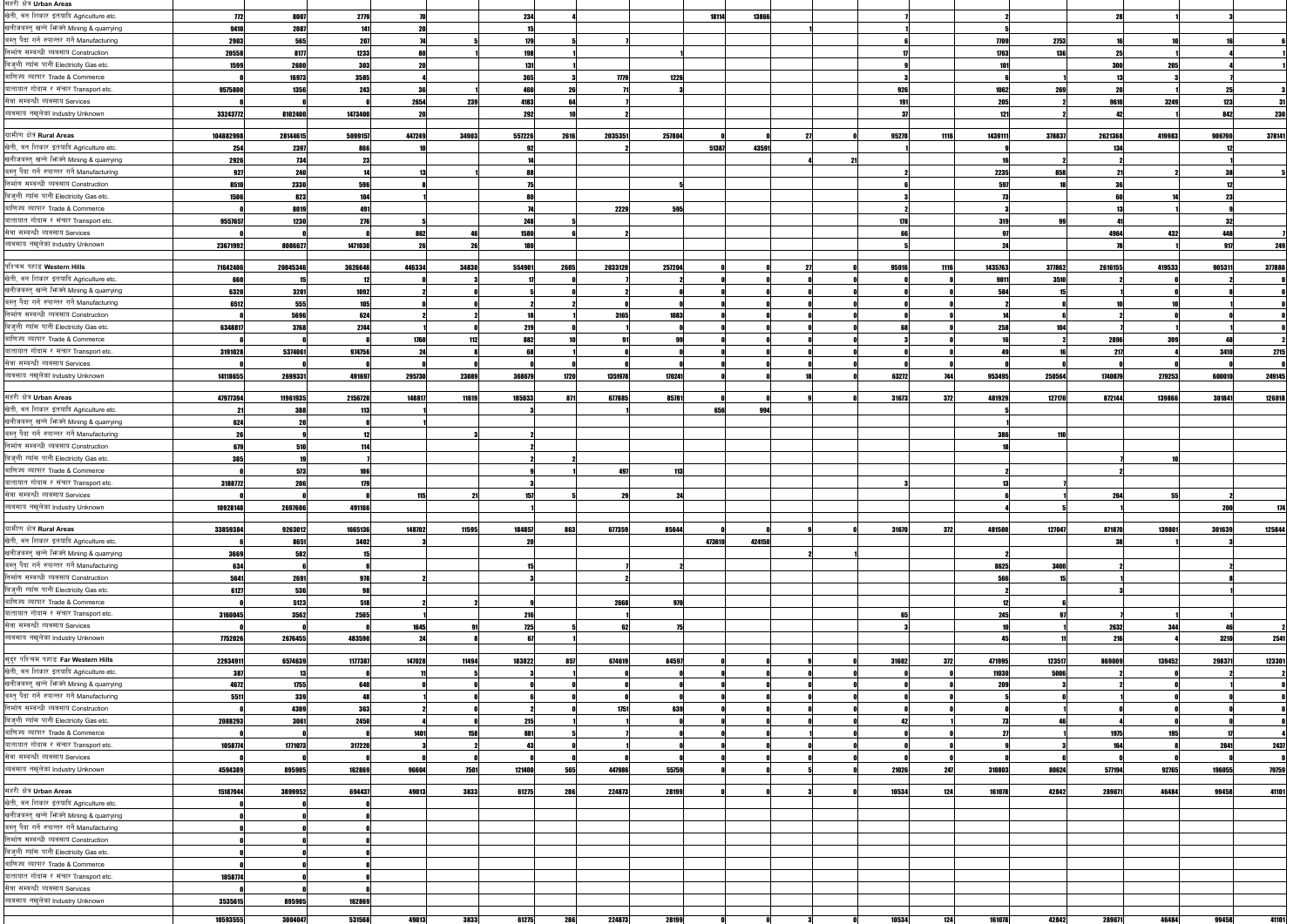| | | | | | | | | | | | | | | | | | | | | | | |
|---|---|---|---|---|---|---|---|---|---|---|---|---|---|---|---|---|---|---|---|---|---|---|
| सहरी क्षेत्र **Urban Areas** | | | | | | | | | | | | | | | | | | | | | | |
| खेती, वन शिकार इत्यादि Agriculture etc. | 772 | 8007 | 2779 | 70 | | 234 | 4 | | | 18114 | 13866 | | | | 7 | | 2 | | 28 | 1 | 3 | |
| खानीजवस्तु खन्ने भिक्ने Mining & quarrying | 9410 | 2087 | 141 | 20 | | 15 | | | | | | | 1 | | 1 | | 5 | | | | | |
| वस्तु पैदा गर्ने रुपान्तर गर्ने Manufacturing | 2903 | 565 | 207 | 74 | 5 | 179 | 5 | 7 | | | | | | | 6 | | 7709 | 2753 | 16 | 10 | 16 | 6 |
| निर्माण सम्बन्धी व्यवसाय Construction | 20558 | 8177 | 1233 | 80 | 1 | 198 | 1 | | | | | | | | 17 | | 1763 | 136 | 25 | 1 | 4 | 1 |
| बिजुली ग्यांस पानी Electricity Gas etc. | 1599 | 2600 | 303 | 20 | | 131 | 1 | | | | | | | | 9 | | 101 | | 300 | 205 | 4 | 1 |
| वाणिज्य व्यापार Trade & Commerce | 0 | 16973 | 3585 | | | 365 | 3 | 7779 | 1226 | | | | | | 3 | | 6 | 1 | 13 | 3 | 7 | |
| यातायात गोदाम र संचार Transport etc. | 9575800 | 1356 | 243 | 36 | 1 | 460 | 26 | 71 | 3 | | | | | | 926 | | 1062 | 269 | 20 | 1 | 25 | 3 |
| सेवा सम्बन्धी व्यवसाय Services | 0 | 0 | 0 | 2654 | 239 | 4183 | 64 | 7 | | | | | | | 191 | | 205 | 2 | 9610 | 3249 | 123 | 31 |
| व्यवसाय नखुलेका Industry Unknown | 33243772 | 8102400 | 1473400 | 20 | | 292 | 10 | 2 | | | | | | | 37 | | 121 | 2 | 42 | 1 | 842 | 230 |
| ग्रामीण क्षेत्र **Rural Areas** | 104802998 | 28144615 | 5099157 | 447249 | 34903 | 557226 | 2616 | 2035351 | 257804 | 0 | 0 | | 27 | 0 | 95278 | 1116 | 1439111 | 378837 | 2621368 | 419983 | 906790 | 378141 |
| खेती, वन शिकार इत्यादि Agriculture etc. | 254 | 2397 | 866 | 10 | | 92 | | 2 | | 51387 | 43591 | | | | 1 | | 9 | | 134 | | 12 | |
| खानीजवस्तु खन्ने भिक्ने Mining & quarrying | 2926 | 734 | 23 | | | 14 | | | | | | | 4 | 21 | | | 16 | 2 | 2 | | 1 | |
| वस्तु पैदा गर्ने रुपान्तर गर्ने Manufacturing | 927 | 240 | 14 | 13 | 1 | 88 | | | | | | | | | 2 | | 2235 | 858 | 21 | 2 | 38 | 5 |
| निर्माण सम्बन्धी व्यवसाय Construction | 8510 | 2330 | 596 | 8 | | 75 | | | 5 | | | | | | 6 | | 597 | 18 | 36 | | 12 | |
| बिजुली ग्यांस पानी Electricity Gas etc. | 1506 | 823 | 104 | | | 80 | | | | | | | | | 3 | | 73 | | 60 | 14 | 23 | |
| वाणिज्य व्यापार Trade & Commerce | 0 | 8019 | 491 | | | 74 | | 2229 | 595 | | | | | | 2 | | 3 | | 13 | 1 | 9 | |
| यातायात गोदाम र संचार Transport etc. | 9557657 | 1230 | 276 | 5 | | 248 | 5 | | | | | | | | 178 | | 319 | 99 | 41 | | 32 | |
| सेवा सम्बन्धी व्यवसाय Services | 0 | 0 | 0 | 862 | 46 | 1580 | 6 | 2 | | | | | | | 66 | | 97 | | 4964 | 432 | 448 | 7 |
| व्यवसाय नखुलेका Industry Unknown | 23671992 | 8086627 | 1471030 | 26 | 26 | 180 | | | | | | | | | 5 | | 24 | | 78 | | 917 | 249 |
| पश्चिम पहाड **Western Hills** | 71642406 | 20045346 | 3626646 | 446334 | 34830 | 554901 | 2605 | 2033120 | 257204 | 0 | 0 | | 27 | 0 | 95016 | 1116 | 1435763 | 377862 | 2616155 | 419533 | 905311 | 377880 |
| खेती, वन शिकार इत्यादि Agriculture etc. | 660 | 15 | 12 | 0 | 3 | 17 | 0 | 0 | 0 | 0 | 0 | | 0 | 0 | 0 | 0 | 9011 | 3510 | 1 | 0 | 2 | 0 |
| खानीजवस्तु खन्ने भिक्ने Mining & quarrying | 6320 | 3201 | 1092 | 2 | 0 | 5 | 0 | 2 | 0 | 0 | 0 | | 0 | 0 | 0 | 0 | 584 | 15 | 1 | 0 | 8 | 0 |
| वस्तु पैदा गर्ने रुपान्तर गर्ने Manufacturing | 6512 | 555 | 105 | 0 | 0 | 2 | 2 | 0 | 0 | 0 | 0 | | 0 | 0 | 0 | 0 | 2 | 0 | 10 | 10 | 1 | 0 |
| निर्माण सम्बन्धी व्यवसाय Construction | 0 | 5696 | 624 | 2 | 2 | 18 | 1 | 3165 | 1083 | 0 | 0 | | 0 | 0 | 0 | 0 | 14 | 0 | 2 | 0 | 0 | 0 |
| बिजुली ग्यांस पानी Electricity Gas etc. | 6348817 | 3768 | 2744 | 1 | 0 | 219 | 0 | 1 | 0 | 0 | 0 | | 0 | 0 | 68 | 0 | 258 | 104 | 7 | 1 | 1 | 0 |
| वाणिज्य व्यापार Trade & Commerce | 0 | 0 | 0 | 1760 | 112 | 882 | 10 | 91 | 99 | 0 | 0 | | 0 | 0 | 3 | 0 | 16 | 2 | 2896 | 399 | 48 | 2 |
| यातायात गोदाम र संचार Transport etc. | 3191028 | 5374061 | 974756 | 24 | 8 | 68 | 1 | 0 | 0 | 0 | 0 | | 0 | 0 | 0 | 0 | 49 | 16 | 217 | 4 | 3410 | 2715 |
| सेवा सम्बन्धी व्यवसाय Services | 0 | 0 | 0 | 0 | 0 | 0 | 0 | 0 | 0 | 0 | 0 | | 0 | 0 | 0 | 0 | 0 | 0 | 0 | 0 | 0 | 0 |
| व्यवसाय नखुलेका Industry Unknown | 14118655 | 2699331 | 491697 | 295730 | 23089 | 368679 | 1720 | 1351978 | 170241 | 0 | 0 | | 18 | 0 | 63272 | 744 | 953495 | 250564 | 1740879 | 279253 | 600010 | 249145 |
| सहरी क्षेत्र **Urban Areas** | 47977394 | 11961935 | 2156720 | 148817 | 11619 | 185033 | 871 | 677885 | 85781 | 0 | 0 | | 9 | 0 | 31673 | 372 | 481929 | 127170 | 872144 | 139866 | 301841 | 126018 |
| खेती, वन शिकार इत्यादि Agriculture etc. | 21 | 388 | 113 | | | 3 | | 1 | | 656 | 994 | | | | | | | | | | | |
| खानीजवस्तु खन्ने भिक्ने Mining & quarrying | 624 | 20 | 0 | 1 | | | | | | | | | | | | | 1 | | | | | |
| वस्तु पैदा गर्ने रुपान्तर गर्ने Manufacturing | 26 | 9 | 12 | | 3 | 2 | | | | | | | | | | | 386 | 110 | | | | |
| निर्माण सम्बन्धी व्यवसाय Construction | 679 | 510 | 114 | | | 2 | | | | | | | | | | | 18 | | | | | |
| बिजुली ग्यांस पानी Electricity Gas etc. | 385 | 19 | 7 | | | 2 | 2 | | | | | | | | | | | | 7 | 10 | | |
| वाणिज्य व्यापार Trade & Commerce | 0 | 573 | 106 | | | 9 | 1 | 497 | 113 | | | | | | | | 2 | | 2 | | | |
| यातायात गोदाम र संचार Transport etc. | 3188772 | 206 | 179 | | | 3 | | | | | | | | | 3 | | 13 | 7 | | | | |
| सेवा सम्बन्धी व्यवसाय Services | 0 | 0 | 0 | 115 | 21 | 157 | 5 | 29 | 24 | | | | | | | | 6 | 1 | 264 | 55 | 2 | |
| व्यवसाय नखुलेका Industry Unknown | 10928148 | 2697606 | 491166 | | | 1 | | | | | | | | | | | 4 | 5 | 1 | | 200 | 174 |
| ग्रामीण क्षेत्र **Rural Areas** | 33859384 | 9263012 | 1665136 | 148702 | 11595 | 184857 | 863 | 677359 | 85644 | 0 | 0 | | 9 | 0 | 31670 | 372 | 481500 | 127047 | 871870 | 139801 | 301639 | 125844 |
| खेती, वन शिकार इत्यादि Agriculture etc. | 6 | 8651 | 3402 | 3 | | 20 | | | | 473610 | 424150 | | | | | | | | 38 | 1 | 3 | |
| खानीजवस्तु खन्ने भिक्ने Mining & quarrying | 3669 | 582 | 15 | | | | | | | | | | 2 | 1 | | | 2 | | | | | |
| वस्तु पैदा गर्ने रुपान्तर गर्ने Manufacturing | 634 | 6 | 0 | | | 15 | | 7 | 2 | | | | | | | | 8625 | 3400 | 2 | | 2 | |
| निर्माण सम्बन्धी व्यवसाय Construction | 5641 | 2691 | 978 | 2 | | 3 | | 2 | | | | | | | | | 566 | 15 | 1 | | 8 | |
| बिजुली ग्यांस पानी Electricity Gas etc. | 6127 | 536 | 98 | | | | | | | | | | | | | | 2 | | 3 | | 1 | |
| वाणिज्य व्यापार Trade & Commerce | 0 | 5123 | 518 | 2 | 2 | 9 | | 2668 | 970 | | | | | | | | 12 | 6 | | | | |
| यातायात गोदाम र संचार Transport etc. | 3160045 | 3562 | 2565 | | | 216 | | 1 | | | | | | | 65 | | 245 | 97 | 7 | 1 | 1 | |
| सेवा सम्बन्धी व्यवसाय Services | 0 | 0 | 0 | 1645 | 91 | 725 | 5 | 62 | 75 | | | | | | 3 | | 10 | 1 | 2632 | 344 | 46 | 2 |
| व्यवसाय नखुलेका Industry Unknown | 7752026 | 2676455 | 483590 | 24 | 8 | 67 | 1 | | | | | | | | | | 45 | 11 | 216 | 4 | 3210 | 2541 |
| सुदूर पश्चिम पहाड **Far Western Hills** | 22934911 | 6574639 | 1177387 | 147028 | 11494 | 183822 | 857 | 674619 | 84597 | 0 | 0 | | 9 | 0 | 31602 | 372 | 471995 | 123517 | 869009 | 139452 | 298371 | 123301 |
| खेती, वन शिकार इत्यादि Agriculture etc. | 387 | 13 | 0 | 11 | 5 | 3 | 1 | 0 | 0 | 0 | 0 | | 0 | 0 | 0 | 0 | 11030 | 5006 | 2 | 0 | 0 | 2 |
| खानीजवस्तु खन्ने भिक्ने Mining & quarrying | 4672 | 1755 | 640 | 0 | 0 | 0 | 0 | 0 | 0 | 0 | 0 | | 0 | 0 | 0 | 0 | 209 | 3 | 2 | 0 | 1 | 0 |
| वस्तु पैदा गर्ने रुपान्तर गर्ने Manufacturing | 5511 | 339 | 48 | 1 | 0 | 6 | 0 | 0 | 0 | 0 | 0 | | 0 | 0 | 0 | 0 | 5 | 0 | 0 | 0 | 0 | 0 |
| निर्माण सम्बन्धी व्यवसाय Construction | 0 | 4309 | 363 | 2 | 0 | 2 | 0 | 1751 | 639 | 0 | 0 | | 0 | 0 | 0 | 0 | 0 | 1 | 0 | 0 | 0 | 0 |
| बिजुली ग्यांस पानी Electricity Gas etc. | 2088293 | 3061 | 2450 | 4 | 0 | 215 | 1 | 0 | 0 | 0 | 0 | | 0 | 0 | 42 | 1 | 73 | 46 | 4 | 0 | 0 | 0 |
| वाणिज्य व्यापार Trade & Commerce | 0 | 0 | 0 | 1401 | 158 | 881 | 5 | 7 | 0 | 0 | 0 | | 1 | 0 | 0 | 0 | 27 | 1 | 1975 | 195 | 17 | 4 |
| यातायात गोदाम र संचार Transport etc. | 1058774 | 1771073 | 317220 | 3 | 2 | 43 | 0 | 1 | 0 | 0 | 0 | | 0 | 0 | 0 | 0 | 9 | 3 | 164 | 8 | 2841 | 2437 |
| सेवा सम्बन्धी व्यवसाय Services | 0 | 0 | 0 | 0 | 0 | 0 | 0 | 0 | 0 | 0 | 0 | | 0 | 0 | 0 | 0 | 0 | 0 | 0 | 0 | 0 | 0 |
| व्यवसाय नखुलेका Industry Unknown | 4594389 | 895905 | 162869 | 96604 | 7501 | 121400 | 565 | 447986 | 55759 | 0 | 0 | | 5 | 0 | 21026 | 247 | 310803 | 80624 | 577194 | 92765 | 196055 | 79759 |
| सहरी क्षेत्र **Urban Areas** | 15187944 | 3899952 | 694437 | 49013 | 3833 | 61275 | 286 | 224873 | 28199 | 0 | 0 | | 3 | 0 | 10534 | 124 | 161078 | 42842 | 289671 | 46484 | 99458 | 41101 |
| खेती, वन शिकार इत्यादि Agriculture etc. | 0 | 0 | 0 | | | | | | | | | | | | | | | | | | | |
| खानीजवस्तु खन्ने भिक्ने Mining & quarrying | 0 | 0 | 0 | | | | | | | | | | | | | | | | | | | |
| वस्तु पैदा गर्ने रुपान्तर गर्ने Manufacturing | 0 | 0 | 0 | | | | | | | | | | | | | | | | | | | |
| निर्माण सम्बन्धी व्यवसाय Construction | 0 | 0 | 0 | | | | | | | | | | | | | | | | | | | |
| बिजुली ग्यांस पानी Electricity Gas etc. | 0 | 0 | 0 | | | | | | | | | | | | | | | | | | | |
| वाणिज्य व्यापार Trade & Commerce | 0 | 0 | 0 | | | | | | | | | | | | | | | | | | | |
| यातायात गोदाम र संचार Transport etc. | 1058774 | 0 | 0 | | | | | | | | | | | | | | | | | | | |
| सेवा सम्बन्धी व्यवसाय Services | 0 | 0 | 0 | | | | | | | | | | | | | | | | | | | |
| व्यवसाय नखुलेका Industry Unknown | 3535615 | 895905 | 162869 | | | | | | | | | | | | | | | | | | | |
| | 10593555 | 3004047 | 531568 | 49013 | 3833 | 61275 | 286 | 224873 | 28199 | 0 | 0 | | 3 | 0 | 10534 | 124 | 161078 | 42842 | 289671 | 46484 | 99458 | 41101 |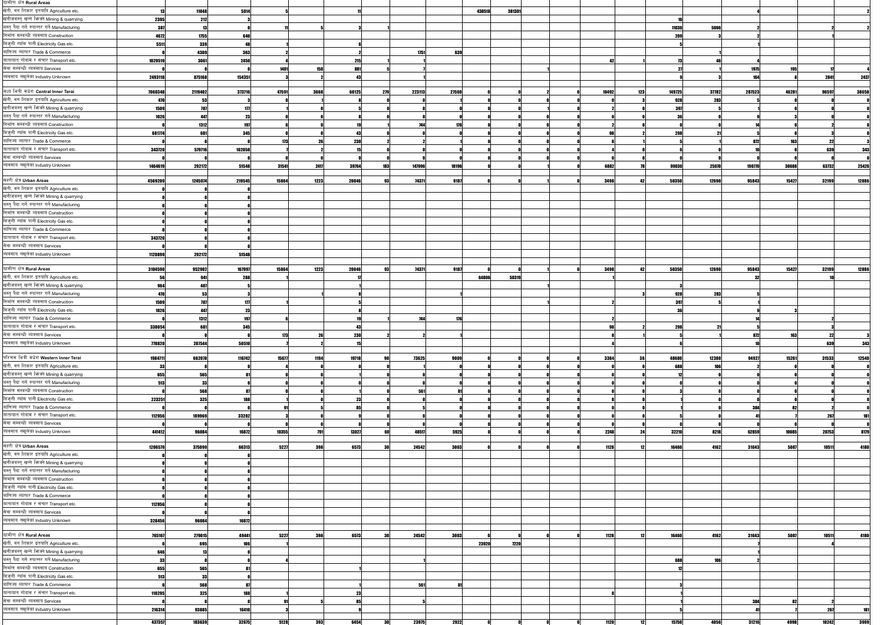| | | | | | | | | | | | | | | | | | | | | | |
|---|---|---|---|---|---|---|---|---|---|---|---|---|---|---|---|---|---|---|---|---|---|
| ग्रामीण क्षेत्र **Rural Areas** | | | | | | | | | | | | | | | | | | | | | |
| खेती, वन शिकार इत्यादि Agriculture etc. | 13 | 11048 | 5014 | 5 | | 11 | | | | 438518 | 381301 | | | | | | | 4 | | | 2 |
| खानीजवस्तु खन्ने भिकने Mining & quarrying | 2395 | 212 | 3 | | | | | | | | | | | | | 10 | | | | | |
| वस्तु पैदा गर्ने रुपान्तर गर्ने Manufacturing | 387 | 13 | 0 | 11 | 5 | 3 | 1 | | | | | | | | | 11030 | 5006 | 2 | | 2 | 2 |
| निर्माण सम्बन्धी व्यवसाय Construction | 4672 | 1755 | 640 | | | | | | | | | | | | | 209 | 3 | 2 | | 1 | |
| बिजुली ग्यांस पानी Electricity Gas etc. | 5511 | 339 | 48 | 1 | | 6 | | | | | | | | | | 5 | | 1 | | | |
| वाणिज्य व्यापार Trade & Commerce | 0 | 4309 | 363 | 2 | | 2 | | 1751 | 639 | | | | | | | | 1 | | | | |
| यातायात गोदाम र संचार Transport etc. | 1029519 | 3061 | 2450 | 4 | | 215 | 1 | 1 | | | | | | 42 | 1 | 73 | 46 | 4 | | | |
| सेवा सम्बन्धी व्यवसाय Services | 0 | 0 | 0 | 1401 | 158 | 881 | 5 | 7 | | | | 1 | | | | 27 | 1 | 1975 | 195 | 17 | 4 |
| व्यवसाय नखुलेका Industry Unknown | 2493118 | 875168 | 154351 | 3 | 2 | 43 | | 1 | | | | | | | | 9 | 3 | 164 | 8 | 2841 | 2437 |
| | | | | | | | | | | | | | | | | | | | | | |
| मध्य भित्री मधेश **Central Inner Terai** | 7060348 | 2119402 | 373716 | 47591 | 3668 | 60125 | 279 | 223113 | 27560 | 0 | 0 | 2 | 0 | 10492 | 123 | 149725 | 37782 | 287523 | 46281 | 96597 | 38658 |
| खेती, वन शिकार इत्यादि Agriculture etc. | 470 | 53 | 3 | 0 | 1 | 8 | 0 | 0 | 1 | 0 | 0 | 0 | 0 | 0 | 3 | 928 | 283 | 5 | 0 | 0 | 0 |
| खानीजवस्तु खन्ने भिकने Mining & quarrying | 1509 | 787 | 177 | 1 | 0 | 5 | 0 | 0 | 0 | 0 | 0 | 1 | 0 | 2 | 0 | 397 | 5 | 1 | 0 | 0 | 0 |
| वस्तु पैदा गर्ने रुपान्तर गर्ने Manufacturing | 1026 | 447 | 23 | 0 | 0 | 8 | 0 | 0 | 0 | 0 | 0 | 0 | 0 | 0 | 0 | 36 | 0 | 9 | 3 | 0 | 0 |
| निर्माण सम्बन्धी व्यवसाय Construction | 0 | 1312 | 197 | 6 | 0 | 19 | 1 | 744 | 176 | 0 | 0 | 0 | 0 | 2 | 0 | 0 | 0 | 14 | 0 | 2 | 0 |
| बिजुली ग्यांस पानी Electricity Gas etc. | 681774 | 681 | 345 | 0 | 0 | 43 | 0 | 0 | 0 | 0 | 0 | 0 | 0 | 98 | 2 | 298 | 21 | 5 | 0 | 3 | 0 |
| वाणिज्य व्यापार Trade & Commerce | 0 | 0 | 0 | 173 | 26 | 230 | 2 | 2 | 1 | 0 | 0 | 0 | 0 | 8 | 1 | 5 | 1 | 872 | 163 | 22 | 3 |
| यातायात गोदाम र संचार Transport etc. | 343720 | 579716 | 102058 | 7 | 2 | 15 | 0 | 0 | 0 | 0 | 0 | 0 | 0 | 4 | 0 | 6 | 0 | 10 | 0 | 639 | 343 |
| सेवा सम्बन्धी व्यवसाय Services | 0 | 0 | 0 | 0 | 0 | 0 | 0 | 0 | 0 | 0 | 0 | 0 | 0 | 0 | 0 | 0 | 0 | 0 | 0 | 0 | 0 |
| व्यवसाय नखुलेका Industry Unknown | 1464619 | 292172 | 51548 | 31541 | 2417 | 39764 | 183 | 147996 | 18196 | 0 | 0 | 0 | 0 | 6882 | 78 | 99030 | 25070 | 190770 | 30688 | 63732 | 25426 |
| | | | | | | | | | | | | | | | | | | | | | |
| सहरी क्षेत्र **Urban Areas** | 4569209 | 1245074 | 219545 | 15864 | 1223 | 20046 | 93 | 74371 | 9187 | 0 | 0 | 1 | 0 | 3498 | 42 | 50350 | 12690 | 95843 | 15427 | 32199 | 12886 |
| खेती, वन शिकार इत्यादि Agriculture etc. | 0 | 0 | 0 | | | | | | | | | | | | | | | | | | |
| खानीजवस्तु खन्ने भिकने Mining & quarrying | 0 | 0 | 0 | | | | | | | | | | | | | | | | | | |
| वस्तु पैदा गर्ने रुपान्तर गर्ने Manufacturing | 0 | 0 | 0 | | | | | | | | | | | | | | | | | | |
| निर्माण सम्बन्धी व्यवसाय Construction | 0 | 0 | 0 | | | | | | | | | | | | | | | | | | |
| बिजुली ग्यांस पानी Electricity Gas etc. | 0 | 0 | 0 | | | | | | | | | | | | | | | | | | |
| वाणिज्य व्यापार Trade & Commerce | 0 | 0 | 0 | | | | | | | | | | | | | | | | | | |
| यातायात गोदाम र संचार Transport etc. | 343720 | 0 | 0 | | | | | | | | | | | | | | | | | | |
| सेवा सम्बन्धी व्यवसाय Services | 0 | 0 | 0 | | | | | | | | | | | | | | | | | | |
| व्यवसाय नखुलेका Industry Unknown | 1120899 | 292172 | 51548 | | | | | | | | | | | | | | | | | | |
| | | | | | | | | | | | | | | | | | | | | | |
| ग्रामीण क्षेत्र **Rural Areas** | 3104590 | 952902 | 167997 | 15864 | 1223 | 20046 | 93 | 74371 | 9187 | 0 | 0 | 1 | 0 | 3498 | 42 | 50350 | 12690 | 95843 | 15427 | 32199 | 12886 |
| खेती, वन शिकार इत्यादि Agriculture etc. | 56 | 941 | 288 | | | 17 | | | | 64806 | 50319 | | | 1 | | | | 32 | | 10 | |
| खानीजवस्तु खन्ने भिकने Mining & quarrying | 964 | 407 | 5 | | | | | | | | | 1 | | | | 3 | | | | | |
| वस्तु पैदा गर्ने रुपान्तर गर्ने Manufacturing | 470 | 53 | 3 | | 1 | 8 | | | 1 | | | | | | 3 | 928 | 283 | 5 | | | |
| निर्माण सम्बन्धी व्यवसाय Construction | 1509 | 787 | 177 | 1 | | 5 | | | | | | 1 | | 2 | | 397 | 5 | 1 | | | |
| बिजुली ग्यांस पानी Electricity Gas etc. | 1026 | 447 | 23 | | | 8 | | | | | | | | | | 36 | | 9 | 3 | | |
| वाणिज्य व्यापार Trade & Commerce | 0 | 1312 | 197 | 6 | | 19 | 1 | 744 | 176 | | | | | 2 | | | | 14 | | 2 | |
| यातायात गोदाम र संचार Transport etc. | 338054 | 681 | 345 | | | 43 | | | | | | | | 98 | 2 | 298 | 21 | 5 | | 3 | |
| सेवा सम्बन्धी व्यवसाय Services | 0 | 0 | 0 | 173 | 26 | 230 | 2 | 2 | 1 | | | | | 8 | 1 | 5 | 1 | 872 | 163 | 22 | 3 |
| व्यवसाय नखुलेका Industry Unknown | 778820 | 287544 | 50510 | 7 | 2 | 15 | | | | | | | | 4 | | 6 | | 10 | | 639 | 343 |
| | | | | | | | | | | | | | | | | | | | | | |
| पश्चिम भित्री मधेश **Western Inner Terai** | 1984711 | 662078 | 116742 | 15677 | 1194 | 19718 | 90 | 73625 | 9009 | 0 | 0 | 0 | 0 | 3384 | 36 | 48680 | 12380 | 94927 | 15261 | 31533 | 12540 |
| खेती, वन शिकार इत्यादि Agriculture etc. | 33 | 0 | 0 | 4 | 0 | 0 | 0 | 1 | 0 | 0 | 0 | 0 | 0 | 0 | 0 | 688 | 106 | 2 | 0 | 0 | 0 |
| खानीजवस्तु खन्ने भिकने Mining & quarrying | 655 | 565 | 81 | 0 | 0 | 1 | 0 | 0 | 0 | 0 | 0 | 0 | 0 | 0 | 0 | 12 | 0 | 0 | 0 | 0 | 0 |
| वस्तु पैदा गर्ने रुपान्तर गर्ने Manufacturing | 513 | 33 | 0 | 0 | 0 | 0 | 0 | 0 | 0 | 0 | 0 | 0 | 0 | 0 | 0 | 0 | 0 | 0 | 0 | 0 | 0 |
| निर्माण सम्बन्धी व्यवसाय Construction | 0 | 568 | 87 | 0 | 0 | 1 | 0 | 561 | 81 | 0 | 0 | 0 | 0 | 0 | 0 | 3 | 0 | 0 | 0 | 0 | 0 |
| बिजुली ग्यांस पानी Electricity Gas etc. | 223251 | 325 | 188 | 1 | 0 | 23 | 0 | 0 | 0 | 0 | 0 | 0 | 0 | 8 | 0 | 1 | 0 | 0 | 0 | 0 | 0 |
| वाणिज्य व्यापार Trade & Commerce | 0 | 0 | 0 | 91 | 5 | 85 | 0 | 5 | 0 | 0 | 0 | 0 | 0 | 0 | 0 | 1 | 0 | 384 | 82 | 2 | 0 |
| यातायात गोदाम र संचार Transport etc. | 112956 | 189969 | 33282 | 3 | 0 | 9 | 0 | 0 | 0 | 0 | 0 | 0 | 0 | 0 | 0 | 5 | 0 | 41 | 7 | 267 | 181 |
| सेवा सम्बन्धी व्यवसाय Services | 0 | 0 | 0 | 0 | 0 | 0 | 0 | 0 | 0 | 0 | 0 | 0 | 0 | 0 | 0 | 0 | 0 | 0 | 0 | 0 | 0 |
| व्यवसाय नखुलेका Industry Unknown | 441412 | 96084 | 16872 | 10355 | 791 | 13027 | 60 | 48517 | 5925 | 0 | 0 | 0 | 0 | 2248 | 24 | 32210 | 8218 | 62859 | 10085 | 20753 | 8179 |
| | | | | | | | | | | | | | | | | | | | | | |
| सहरी क्षेत्र **Urban Areas** | 1206579 | 375099 | 66313 | 5227 | 398 | 6573 | 30 | 24542 | 3003 | 0 | 0 | 0 | 0 | 1128 | 12 | 16460 | 4162 | 31643 | 5087 | 10511 | 4180 |
| खेती, वन शिकार इत्यादि Agriculture etc. | 0 | 0 | 0 | | | | | | | | | | | | | | | | | | |
| खानीजवस्तु खन्ने भिकने Mining & quarrying | 0 | 0 | 0 | | | | | | | | | | | | | | | | | | |
| वस्तु पैदा गर्ने रुपान्तर गर्ने Manufacturing | 0 | 0 | 0 | | | | | | | | | | | | | | | | | | |
| निर्माण सम्बन्धी व्यवसाय Construction | 0 | 0 | 0 | | | | | | | | | | | | | | | | | | |
| बिजुली ग्यांस पानी Electricity Gas etc. | 0 | 0 | 0 | | | | | | | | | | | | | | | | | | |
| वाणिज्य व्यापार Trade & Commerce | 0 | 0 | 0 | | | | | | | | | | | | | | | | | | |
| यातायात गोदाम र संचार Transport etc. | 112956 | 0 | 0 | | | | | | | | | | | | | | | | | | |
| सेवा सम्बन्धी व्यवसाय Services | 0 | 0 | 0 | | | | | | | | | | | | | | | | | | |
| व्यवसाय नखुलेका Industry Unknown | 328456 | 96084 | 16872 | | | | | | | | | | | | | | | | | | |
| | | | | | | | | | | | | | | | | | | | | | |
| ग्रामीण क्षेत्र **Rural Areas** | 765167 | 279015 | 49441 | 5227 | 398 | 6573 | 30 | 24542 | 3003 | 0 | 0 | 0 | 0 | 1128 | 12 | 16460 | 4162 | 31643 | 5087 | 10511 | 4180 |
| खेती, वन शिकार इत्यादि Agriculture etc. | 0 | 695 | 106 | 1 | | | | | | 23920 | 7220 | | | | | | | 7 | | 4 | |
| खानीजवस्तु खन्ने भिकने Mining & quarrying | 646 | 13 | 0 | | | | | | | | | | | | | | | 1 | | | |
| वस्तु पैदा गर्ने रुपान्तर गर्ने Manufacturing | 33 | 0 | 0 | 4 | | | | 1 | | | | | | | | 688 | 106 | 2 | | | |
| निर्माण सम्बन्धी व्यवसाय Construction | 655 | 565 | 81 | | | 1 | | | | | | | | | | 12 | | | | | |
| बिजुली ग्यांस पानी Electricity Gas etc. | 513 | 33 | 0 | | | | | | | | | | | | | | | | | | |
| वाणिज्य व्यापार Trade & Commerce | 0 | 568 | 87 | | | 1 | | 561 | 81 | | | | | | | 3 | | | | | |
| यातायात गोदाम र संचार Transport etc. | 110295 | 325 | 188 | 1 | | 23 | | | | | | | | 8 | | 1 | | | | | |
| सेवा सम्बन्धी व्यवसाय Services | 0 | 0 | 0 | 91 | 5 | 85 | | 5 | | | | | | | | 1 | | 384 | 82 | 2 | |
| व्यवसाय नखुलेका Industry Unknown | 216314 | 93885 | 16410 | 3 | | 9 | | | | | | | | | | 5 | | 41 | 7 | 267 | 181 |
| | | | | | | | | | | | | | | | | | | | | | |
| | 437357 | 183639 | 32675 | 5128 | 393 | 6454 | 30 | 23975 | 2922 | 0 | 0 | 0 | 0 | 1120 | 12 | 15750 | 4056 | 31216 | 4998 | 10242 | 3999 |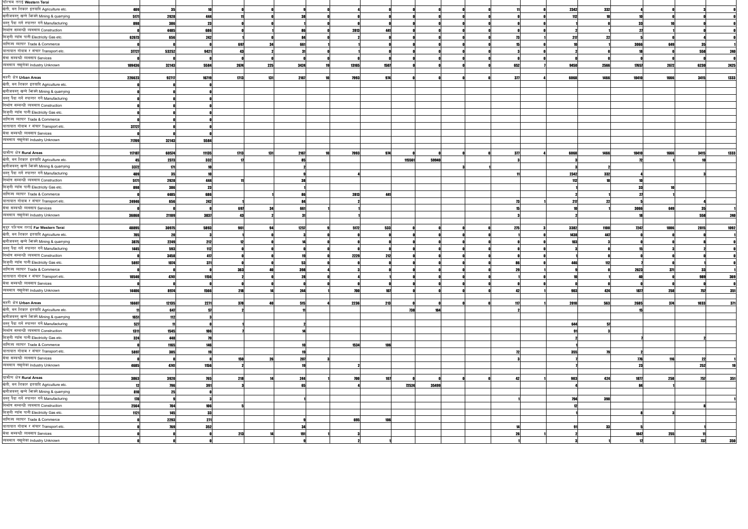| | | | | | | | | | | | | | | | | | | | | | |
|---|---|---|---|---|---|---|---|---|---|---|---|---|---|---|---|---|---|---|---|---|---|
| पश्चिम तराई **Western Terai** | | | | | | | | | | | | | | | | | | | | | |
| खेती, वन शिकार इत्यादि Agriculture etc. | 409 | 35 | 10 | 0 | 0 | 9 | 0 | 4 | 0 | 0 | 0 | 0 | 0 | 11 | 0 | 2342 | 332 | 4 | 0 | 3 | 0 |
| खनीजवस्तु खन्ने झिक्ने Mining & quarrying | 5171 | 2928 | 444 | 11 | 0 | 38 | 0 | 0 | 0 | 0 | 0 | 0 | 0 | 0 | 0 | 112 | 10 | 10 | 0 | 0 | 0 |
| वस्तु पैदा गर्ने रुपान्तर गर्ने Manufacturing | 898 | 386 | 23 | 0 | 0 | 1 | 0 | 0 | 0 | 0 | 0 | 0 | 0 | 0 | 0 | 1 | 0 | 33 | 10 | 0 | 0 |
| निर्माण सम्बन्धी व्यवसाय Construction | 0 | 4485 | 686 | 0 | 1 | 86 | 0 | 2813 | 441 | 0 | 0 | 0 | 0 | 0 | 0 | 2 | 1 | 27 | 1 | 0 | 0 |
| बिजुली ग्यांस पानी Electricity Gas etc. | 62673 | 656 | 242 | 1 | 0 | 84 | 0 | 0 | 0 | 0 | 0 | 0 | 0 | 73 | 1 | 217 | 22 | 5 | 0 | 4 | 0 |
| वाणिज्य व्यापार Trade & Commerce | 0 | 0 | 0 | 697 | 34 | 661 | 1 | 1 | 0 | 0 | 0 | 0 | 0 | 15 | 0 | 10 | 1 | 3066 | 649 | 35 | 1 |
| यातायात गोदाम र संचार Transport etc. | 37727 | 53252 | 9421 | 43 | 2 | 31 | 0 | 1 | 0 | 0 | 0 | 0 | 0 | 3 | 0 | 2 | 0 | 18 | 0 | 558 | 240 |
| सेवा सम्बन्धी व्यवसाय Services | 0 | 0 | 0 | 0 | 0 | 0 | 0 | 0 | 0 | 0 | 0 | 0 | 0 | 0 | 0 | 0 | 0 | 0 | 0 | 0 | 0 |
| व्यवसाय नखुलेका Industry Unknown | 109436 | 32143 | 5584 | 2674 | 225 | 3424 | 19 | 13165 | 1507 | 0 | 0 | 0 | 0 | 652 | 7 | 9450 | 2566 | 17657 | 2672 | 6230 | 2425 |
| | | | | | | | | | | | | | | | | | | | | | |
| सहरी क्षेत्र **Urban Areas** | 226623 | 92717 | 16719 | 1713 | 131 | 2167 | 10 | 7993 | 974 | 0 | 0 | 0 | 0 | 377 | 4 | 6068 | 1466 | 10410 | 1666 | 3415 | 1333 |
| खेती, वन शिकार इत्यादि Agriculture etc. | 0 | 0 | 0 | | | | | | | | | | | | | | | | | | |
| खनीजवस्तु खन्ने झिक्ने Mining & quarrying | 0 | 0 | 0 | | | | | | | | | | | | | | | | | | |
| वस्तु पैदा गर्ने रुपान्तर गर्ने Manufacturing | 0 | 0 | 0 | | | | | | | | | | | | | | | | | | |
| निर्माण सम्बन्धी व्यवसाय Construction | 0 | 0 | 0 | | | | | | | | | | | | | | | | | | |
| बिजुली ग्यांस पानी Electricity Gas etc. | 0 | 0 | 0 | | | | | | | | | | | | | | | | | | |
| वाणिज्य व्यापार Trade & Commerce | 0 | 0 | 0 | | | | | | | | | | | | | | | | | | |
| यातायात गोदाम र संचार Transport etc. | 37727 | 0 | 0 | | | | | | | | | | | | | | | | | | |
| सेवा सम्बन्धी व्यवसाय Services | 0 | 0 | 0 | | | | | | | | | | | | | | | | | | |
| व्यवसाय नखुलेका Industry Unknown | 71709 | 32143 | 5584 | | | | | | | | | | | | | | | | | | |
| | | | | | | | | | | | | | | | | | | | | | |
| ग्रामीण क्षेत्र **Rural Areas** | 117187 | 60574 | 11135 | 1713 | 131 | 2167 | 10 | 7993 | 974 | 0 | 0 | 0 | 0 | 377 | 4 | 6068 | 1466 | 10410 | 1666 | 3415 | 1333 |
| खेती, वन शिकार इत्यादि Agriculture etc. | 45 | 2373 | 332 | 17 | | 85 | | | | 115561 | 59940 | | | 3 | | 3 | | 72 | 1 | 10 | |
| खनीजवस्तु खन्ने झिक्ने Mining & quarrying | 3372 | 171 | 10 | | | 2 | | | | | | 3 | 1 | | | 3 | 2 | | | | |
| वस्तु पैदा गर्ने रुपान्तर गर्ने Manufacturing | 409 | 35 | 10 | | | 9 | | 4 | | | | | | 11 | | 2342 | 332 | 4 | | 3 | |
| निर्माण सम्बन्धी व्यवसाय Construction | 5171 | 2928 | 444 | 11 | | 38 | | | | | | | | | | 112 | 10 | 10 | | | |
| बिजुली ग्यांस पानी Electricity Gas etc. | 898 | 386 | 23 | | | 1 | | | | | | | | | | 1 | | 33 | 10 | | |
| वाणिज्य व्यापार Trade & Commerce | 0 | 4485 | 686 | | 1 | 86 | | 2813 | 441 | | | | | | | 2 | 1 | 27 | 1 | | |
| यातायात गोदाम र संचार Transport etc. | 24946 | 656 | 242 | 1 | | 84 | | | | | | | | 73 | 1 | 217 | 22 | 5 | | 4 | |
| सेवा सम्बन्धी व्यवसाय Services | 0 | 0 | 0 | 697 | 34 | 661 | 1 | 2 | | | | | | 15 | | 10 | 1 | 3066 | 649 | 35 | 1 |
| व्यवसाय नखुलेका Industry Unknown | 36868 | 21109 | 3837 | 43 | 2 | 31 | | 1 | | | | | | 3 | | 2 | | 18 | | 558 | 240 |
| | | | | | | | | | | | | | | | | | | | | | |
| सुदूर पश्चिम तराई **Far Western Terai** | 48895 | 30975 | 5893 | 961 | 94 | 1257 | 9 | 5172 | 533 | 0 | 0 | 0 | 0 | 275 | 3 | 3382 | 1100 | 7247 | 1006 | 2815 | 1092 |
| खेती, वन शिकार इत्यादि Agriculture etc. | 705 | 20 | 3 | 1 | 0 | 3 | 0 | 0 | 0 | 0 | 0 | 0 | 0 | 1 | 0 | 1438 | 447 | 0 | 0 | 0 | 1 |
| खनीजवस्तु खन्ने झिक्ने Mining & quarrying | 3875 | 2249 | 212 | 12 | 0 | 14 | 0 | 0 | 0 | 0 | 0 | 0 | 0 | 0 | 0 | 103 | 3 | 0 | 0 | 8 | 0 |
| वस्तु पैदा गर्ने रुपान्तर गर्ने Manufacturing | 1445 | 593 | 112 | 0 | 0 | 0 | 0 | 0 | 0 | 0 | 0 | 0 | 0 | 0 | 0 | 3 | 0 | 15 | 3 | 2 | 0 |
| निर्माण सम्बन्धी व्यवसाय Construction | 0 | 3458 | 417 | 0 | 0 | 19 | 0 | 2229 | 212 | 0 | 0 | 0 | 0 | 0 | 0 | 1 | 0 | 0 | 0 | 0 | 0 |
| बिजुली ग्यांस पानी Electricity Gas etc. | 5897 | 1074 | 371 | 0 | 0 | 53 | 0 | 0 | 0 | 0 | 0 | 0 | 0 | 86 | 0 | 446 | 112 | 7 | 0 | 1 | 0 |
| वाणिज्य व्यापार Trade & Commerce | 0 | 0 | 0 | 363 | 40 | 398 | 4 | 3 | 0 | 0 | 0 | 0 | 0 | 29 | 0 | 9 | 0 | 2623 | 371 | 33 | 1 |
| यातायात गोदाम र संचार Transport etc. | 10540 | 4741 | 1156 | 2 | 0 | 28 | 0 | 4 | 1 | 0 | 0 | 0 | 0 | 1 | 0 | 10 | 1 | 40 | 0 | 989 | 369 |
| सेवा सम्बन्धी व्यवसाय Services | 0 | 0 | 0 | 0 | 0 | 0 | 0 | 0 | 0 | 0 | 0 | 0 | 0 | 0 | 0 | 0 | 0 | 0 | 0 | 0 | 0 |
| व्यवसाय नखुलेका Industry Unknown | 14406 | 8974 | 1566 | 218 | 14 | 244 | 1 | 700 | 107 | 0 | 0 | 0 | 0 | 42 | 1 | 903 | 424 | 1877 | 258 | 757 | 351 |
| | | | | | | | | | | | | | | | | | | | | | |
| सहरी क्षेत्र **Urban Areas** | 16607 | 12135 | 2271 | 378 | 40 | 515 | 4 | 2236 | 213 | 0 | 0 | 0 | 0 | 117 | 1 | 2010 | 563 | 2685 | 374 | 1033 | 371 |
| खेती, वन शिकार इत्यादि Agriculture etc. | 11 | 647 | 57 | 2 | | 11 | | | | 738 | 164 | | | 2 | | | | 15 | | | |
| खनीजवस्तु खन्ने झिक्ने Mining & quarrying | 1651 | 112 | 3 | | | | | | | | | | | | | | | | | | |
| वस्तु पैदा गर्ने रुपान्तर गर्ने Manufacturing | 527 | 11 | 0 | 1 | | 2 | | | | | | | | | | 644 | 57 | | | | |
| निर्माण सम्बन्धी व्यवसाय Construction | 1311 | 1545 | 106 | 7 | | 14 | | | | | | | | | | 91 | 3 | | | | |
| बिजुली ग्यांस पानी Electricity Gas etc. | 324 | 448 | 79 | | | | | | | | | | | | | 2 | | 7 | | 2 | |
| वाणिज्य व्यापार Trade & Commerce | 0 | 1165 | 146 | | | 10 | | 1534 | 106 | | | | | | | 1 | | | | | |
| यातायात गोदाम र संचार Transport etc. | 5897 | 305 | 19 | | | 19 | | | | | | | | 72 | | 355 | 79 | 2 | | | |
| सेवा सम्बन्धी व्यवसाय Services | 0 | 0 | 0 | 150 | 26 | 207 | 3 | | | | | | | 3 | | 7 | | 776 | 116 | 22 | 1 |
| व्यवसाय नखुलेका Industry Unknown | 4685 | 4741 | 1156 | 2 | | 19 | | 2 | | | | | | | | 7 | | 23 | | 252 | 19 |
| | | | | | | | | | | | | | | | | | | | | | |
| ग्रामीण क्षेत्र **Rural Areas** | 3863 | 3920 | 765 | 218 | 14 | 244 | 1 | 700 | 107 | 0 | 0 | 0 | 0 | 42 | 1 | 903 | 424 | 1877 | 258 | 757 | 351 |
| खेती, वन शिकार इत्यादि Agriculture etc. | 12 | 796 | 391 | 3 | | 65 | | 4 | | 72524 | 35499 | | | | | 4 | | 84 | 1 | | |
| खनीजवस्तु खन्ने झिक्ने Mining & quarrying | 810 | 25 | 0 | | | | | | | | | | | | | | | | | | |
| वस्तु पैदा गर्ने रुपान्तर गर्ने Manufacturing | 178 | 9 | 3 | | | 1 | | | | | | | | 1 | | 794 | 390 | | | | 1 |
| निर्माण सम्बन्धी व्यवसाय Construction | 2564 | 704 | 106 | 5 | | | | | | | | | | | | 12 | | | | 8 | |
| बिजुली ग्यांस पानी Electricity Gas etc. | 1121 | 145 | 33 | | | | | | | | | | | | | 1 | | 8 | 3 | | |
| वाणिज्य व्यापार Trade & Commerce | 0 | 2293 | 271 | | | 9 | | 695 | 106 | | | | | | | | | | | | |
| यातायात गोदाम र संचार Transport etc. | 0 | 769 | 352 | | | 34 | | | | | | | | 14 | | 91 | 33 | 5 | | 1 | |
| सेवा सम्बन्धी व्यवसाय Services | 0 | 0 | 0 | 213 | 14 | 191 | 1 | 3 | | | | | | 26 | 1 | 2 | | 1847 | 255 | 11 | |
| व्यवसाय नखुलेका Industry Unknown | 0 | 0 | 0 | | | 9 | | 2 | 1 | | | | | 1 | | 3 | 1 | 17 | | 737 | 350 |